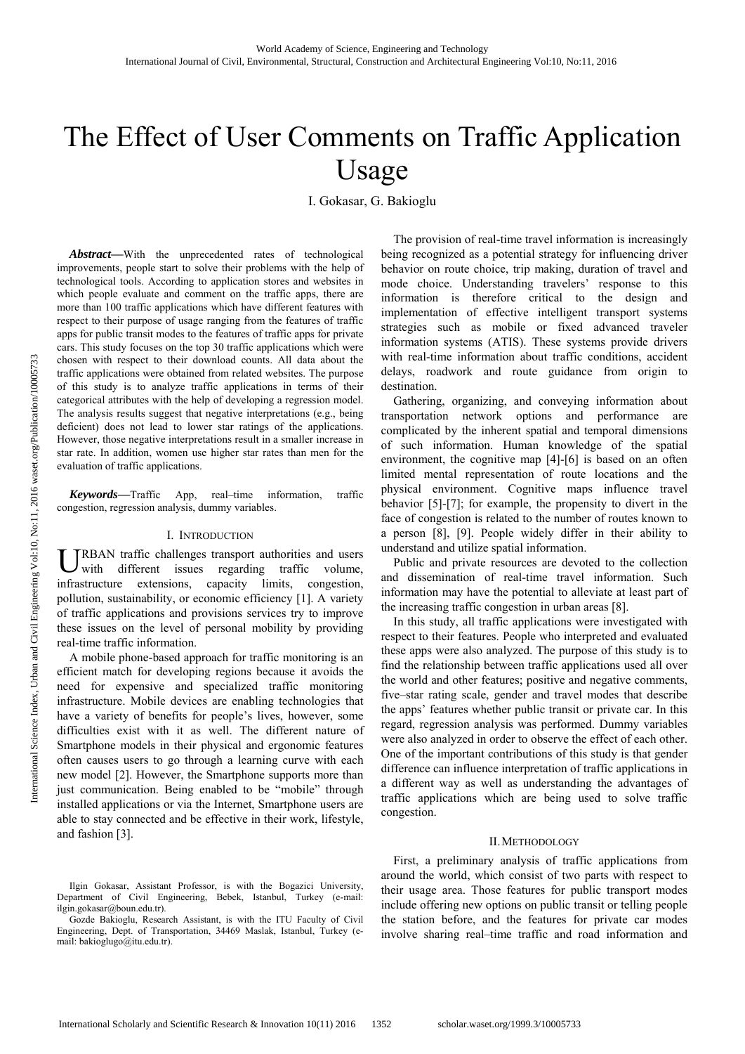# The Effect of User Comments on Traffic Application Usage

I. Gokasar, G. Bakioglu

***Abstract*****—**With the unprecedented rates of technological improvements, people start to solve their problems with the help of technological tools. According to application stores and websites in which people evaluate and comment on the traffic apps, there are more than 100 traffic applications which have different features with respect to their purpose of usage ranging from the features of traffic apps for public transit modes to the features of traffic apps for private cars. This study focuses on the top 30 traffic applications which were chosen with respect to their download counts. All data about the traffic applications were obtained from related websites. The purpose of this study is to analyze traffic applications in terms of their categorical attributes with the help of developing a regression model. The analysis results suggest that negative interpretations (e.g., being deficient) does not lead to lower star ratings of the applications. However, those negative interpretations result in a smaller increase in star rate. In addition, women use higher star rates than men for the evaluation of traffic applications.

***Keywords*****—**Traffic App, real–time information, traffic congestion, regression analysis, dummy variables.

## I. Introduction

URBAN traffic challenges transport authorities and users with different issues regarding traffic volume, infrastructure extensions, capacity limits, congestion, pollution, sustainability, or economic efficiency [1]. A variety of traffic applications and provisions services try to improve these issues on the level of personal mobility by providing real-time traffic information.

A mobile phone-based approach for traffic monitoring is an efficient match for developing regions because it avoids the need for expensive and specialized traffic monitoring infrastructure. Mobile devices are enabling technologies that have a variety of benefits for people's lives, however, some difficulties exist with it as well. The different nature of Smartphone models in their physical and ergonomic features often causes users to go through a learning curve with each new model [2]. However, the Smartphone supports more than just communication. Being enabled to be "mobile" through installed applications or via the Internet, Smartphone users are able to stay connected and be effective in their work, lifestyle, and fashion [3].

The provision of real-time travel information is increasingly being recognized as a potential strategy for influencing driver behavior on route choice, trip making, duration of travel and mode choice. Understanding travelers' response to this information is therefore critical to the design and implementation of effective intelligent transport systems strategies such as mobile or fixed advanced traveler information systems (ATIS). These systems provide drivers with real-time information about traffic conditions, accident delays, roadwork and route guidance from origin to destination.

Gathering, organizing, and conveying information about transportation network options and performance are complicated by the inherent spatial and temporal dimensions of such information. Human knowledge of the spatial environment, the cognitive map [4]-[6] is based on an often limited mental representation of route locations and the physical environment. Cognitive maps influence travel behavior [5]-[7]; for example, the propensity to divert in the face of congestion is related to the number of routes known to a person [8], [9]. People widely differ in their ability to understand and utilize spatial information.

Public and private resources are devoted to the collection and dissemination of real-time travel information. Such information may have the potential to alleviate at least part of the increasing traffic congestion in urban areas [8].

In this study, all traffic applications were investigated with respect to their features. People who interpreted and evaluated these apps were also analyzed. The purpose of this study is to find the relationship between traffic applications used all over the world and other features; positive and negative comments, five–star rating scale, gender and travel modes that describe the apps' features whether public transit or private car. In this regard, regression analysis was performed. Dummy variables were also analyzed in order to observe the effect of each other. One of the important contributions of this study is that gender difference can influence interpretation of traffic applications in a different way as well as understanding the advantages of traffic applications which are being used to solve traffic congestion.

## II. Methodology

First, a preliminary analysis of traffic applications from around the world, which consist of two parts with respect to their usage area. Those features for public transport modes include offering new options on public transit or telling people the station before, and the features for private car modes involve sharing real–time traffic and road information and

Ilgin Gokasar, Assistant Professor, is with the Bogazici University, Department of Civil Engineering, Bebek, Istanbul, Turkey (e-mail: ilgin.gokasar@boun.edu.tr).

Gozde Bakioglu, Research Assistant, is with the ITU Faculty of Civil Engineering, Dept. of Transportation, 34469 Maslak, Istanbul, Turkey (e-mail: bakioglugo@itu.edu.tr).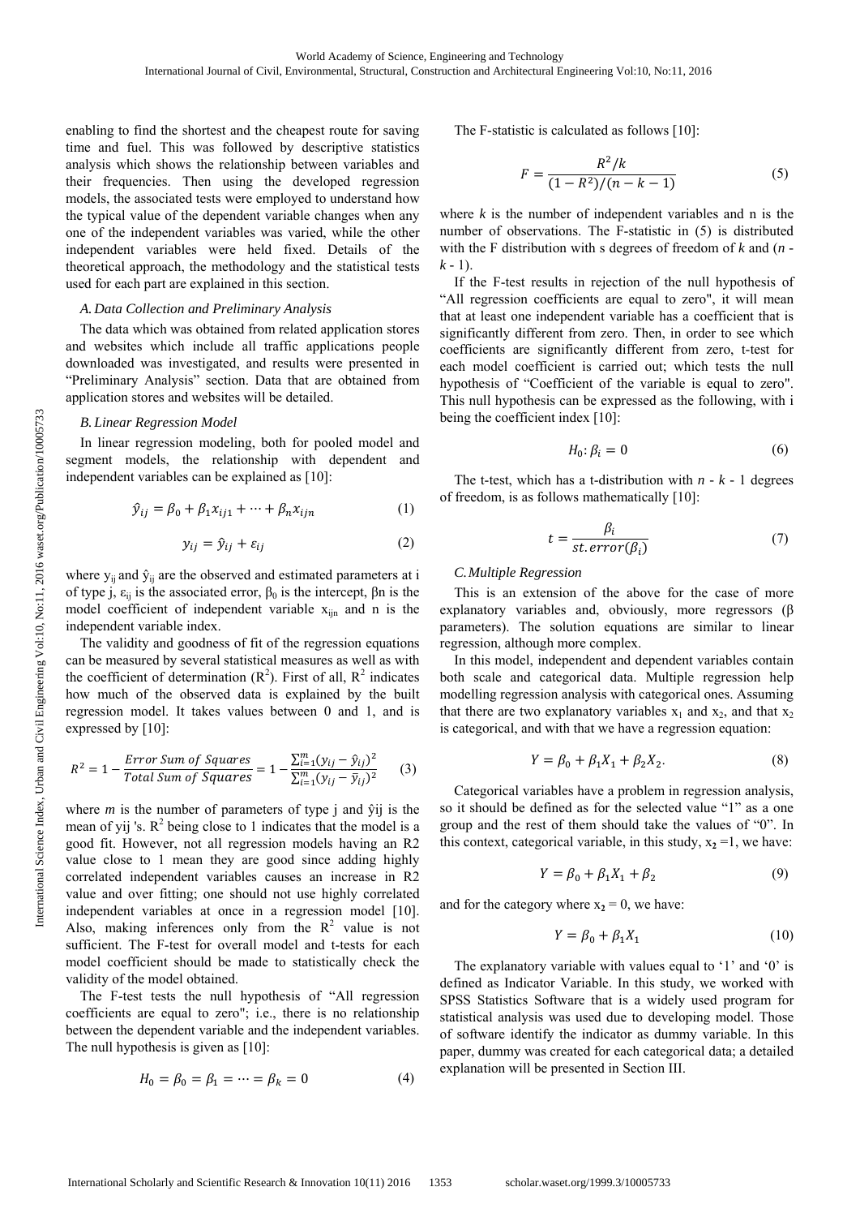enabling to find the shortest and the cheapest route for saving time and fuel. This was followed by descriptive statistics analysis which shows the relationship between variables and their frequencies. Then using the developed regression models, the associated tests were employed to understand how the typical value of the dependent variable changes when any one of the independent variables was varied, while the other independent variables were held fixed. Details of the theoretical approach, the methodology and the statistical tests used for each part are explained in this section.

### *A. Data Collection and Preliminary Analysis*

The data which was obtained from related application stores and websites which include all traffic applications people downloaded was investigated, and results were presented in "Preliminary Analysis" section. Data that are obtained from application stores and websites will be detailed.

### *B. Linear Regression Model*

In linear regression modeling, both for pooled model and segment models, the relationship with dependent and independent variables can be explained as [10]:

$$\hat{y}_{ij} = \beta_0 + \beta_1 x_{ij1} + \cdots + \beta_n x_{ijn} \tag{1}$$

$$y_{ij} = \hat{y}_{ij} + \varepsilon_{ij} \tag{2}$$

where $y_{ij}$ and $\hat{y}_{ij}$ are the observed and estimated parameters at i of type j, $\varepsilon_{ij}$ is the associated error, $\beta_0$ is the intercept, $\beta n$ is the model coefficient of independent variable $x_{ijn}$ and n is the independent variable index.

The validity and goodness of fit of the regression equations can be measured by several statistical measures as well as with the coefficient of determination ($R^2$). First of all, $R^2$ indicates how much of the observed data is explained by the built regression model. It takes values between 0 and 1, and is expressed by [10]:

$$R^2 = 1 - \frac{Error\ Sum\ of\ Squares}{Total\ Sum\ of\ Squares} = 1 - \frac{\sum_{i=1}^{m}(y_{ij} - \hat{y}_{ij})^2}{\sum_{i=1}^{m}(y_{ij} - \bar{y}_{ij})^2} \tag{3}$$

where *m* is the number of parameters of type j and ŷij is the mean of yij 's. $R^2$ being close to 1 indicates that the model is a good fit. However, not all regression models having an R2 value close to 1 mean they are good since adding highly correlated independent variables causes an increase in R2 value and over fitting; one should not use highly correlated independent variables at once in a regression model [10]. Also, making inferences only from the $R^2$ value is not sufficient. The F-test for overall model and t-tests for each model coefficient should be made to statistically check the validity of the model obtained.

The F-test tests the null hypothesis of "All regression coefficients are equal to zero"; i.e., there is no relationship between the dependent variable and the independent variables. The null hypothesis is given as [10]:

$$H_0 = \beta_0 = \beta_1 = \cdots = \beta_k = 0 \tag{4}$$

The F-statistic is calculated as follows [10]:

$$F = \frac{R^2/k}{(1 - R^2)/(n - k - 1)} \tag{5}$$

where *k* is the number of independent variables and n is the number of observations. The F-statistic in (5) is distributed with the F distribution with s degrees of freedom of *k* and (*n* - *k* - 1).

If the F-test results in rejection of the null hypothesis of "All regression coefficients are equal to zero", it will mean that at least one independent variable has a coefficient that is significantly different from zero. Then, in order to see which coefficients are significantly different from zero, t-test for each model coefficient is carried out; which tests the null hypothesis of "Coefficient of the variable is equal to zero". This null hypothesis can be expressed as the following, with i being the coefficient index [10]:

$$H_0 \colon \beta_i = 0 \tag{6}$$

The t-test, which has a t-distribution with *n* - *k* - 1 degrees of freedom, is as follows mathematically [10]:

$$t = \frac{\beta_i}{st.error(\beta_i)} \tag{7}$$

### *C. Multiple Regression*

This is an extension of the above for the case of more explanatory variables and, obviously, more regressors (β parameters). The solution equations are similar to linear regression, although more complex.

In this model, independent and dependent variables contain both scale and categorical data. Multiple regression help modelling regression analysis with categorical ones. Assuming that there are two explanatory variables $x_1$ and $x_2$, and that $x_2$ is categorical, and with that we have a regression equation:

$$Y = \beta_0 + \beta_1 X_1 + \beta_2 X_2. \tag{8}$$

Categorical variables have a problem in regression analysis, so it should be defined as for the selected value "1" as a one group and the rest of them should take the values of "0". In this context, categorical variable, in this study, $x_2 = 1$, we have:

$$Y = \beta_0 + \beta_1 X_1 + \beta_2 \tag{9}$$

and for the category where $x_2 = 0$, we have:

$$Y = \beta_0 + \beta_1 X_1 \tag{10}$$

The explanatory variable with values equal to '1' and '0' is defined as Indicator Variable. In this study, we worked with SPSS Statistics Software that is a widely used program for statistical analysis was used due to developing model. Those of software identify the indicator as dummy variable. In this paper, dummy was created for each categorical data; a detailed explanation will be presented in Section III.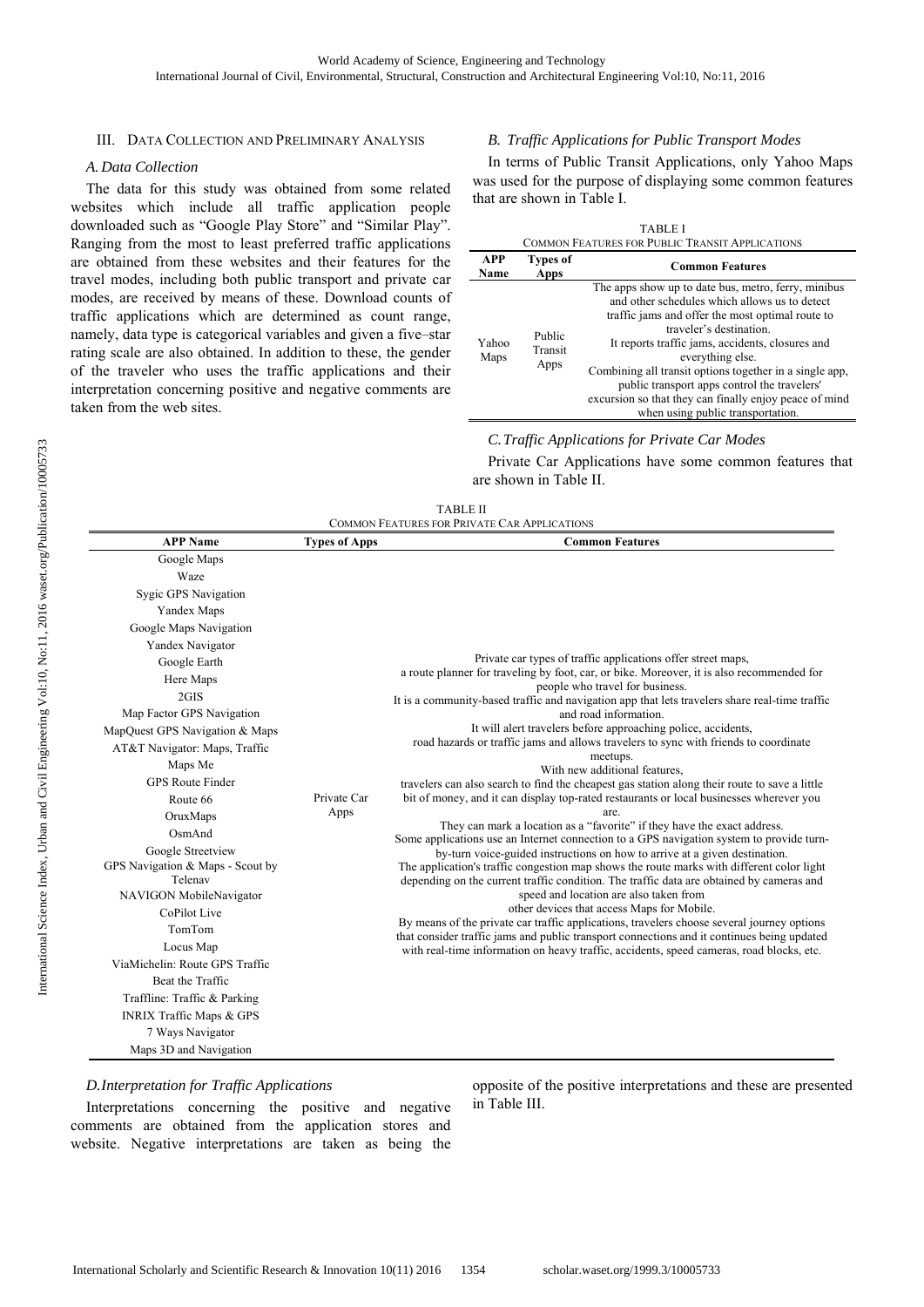## III. Data Collection and Preliminary Analysis

### A. Data Collection

The data for this study was obtained from some related websites which include all traffic application people downloaded such as "Google Play Store" and "Similar Play". Ranging from the most to least preferred traffic applications are obtained from these websites and their features for the travel modes, including both public transport and private car modes, are received by means of these. Download counts of traffic applications which are determined as count range, namely, data type is categorical variables and given a five–star rating scale are also obtained. In addition to these, the gender of the traveler who uses the traffic applications and their interpretation concerning positive and negative comments are taken from the web sites.

### B. Traffic Applications for Public Transport Modes

In terms of Public Transit Applications, only Yahoo Maps was used for the purpose of displaying some common features that are shown in Table I.

TABLE I
COMMON FEATURES FOR PUBLIC TRANSIT APPLICATIONS

| APP Name | Types of Apps | Common Features |
|---|---|---|
| Yahoo Maps | Public Transit Apps | The apps show up to date bus, metro, ferry, minibus and other schedules which allows us to detect traffic jams and offer the most optimal route to traveler's destination. It reports traffic jams, accidents, closures and everything else. Combining all transit options together in a single app, public transport apps control the travelers' excursion so that they can finally enjoy peace of mind when using public transportation. |

### C. Traffic Applications for Private Car Modes

Private Car Applications have some common features that are shown in Table II.

TABLE II
COMMON FEATURES FOR PRIVATE CAR APPLICATIONS

| APP Name | Types of Apps | Common Features |
|---|---|---|
| Google Maps<br>Waze<br>Sygic GPS Navigation<br>Yandex Maps<br>Google Maps Navigation<br>Yandex Navigator<br>Google Earth<br>Here Maps<br>2GIS<br>Map Factor GPS Navigation<br>MapQuest GPS Navigation & Maps<br>AT&T Navigator: Maps, Traffic<br>Maps Me<br>GPS Route Finder<br>Route 66<br>OruxMaps<br>OsmAnd<br>Google Streetview<br>GPS Navigation & Maps - Scout by Telenav<br>NAVIGON MobileNavigator<br>CoPilot Live<br>TomTom<br>Locus Map<br>ViaMichelin: Route GPS Traffic<br>Beat the Traffic<br>Traffline: Traffic & Parking<br>INRIX Traffic Maps & GPS<br>7 Ways Navigator<br>Maps 3D and Navigation | Private Car Apps | Private car types of traffic applications offer street maps, a route planner for traveling by foot, car, or bike. Moreover, it is also recommended for people who travel for business. It is a community-based traffic and navigation app that lets travelers share real-time traffic and road information. It will alert travelers before approaching police, accidents, road hazards or traffic jams and allows travelers to sync with friends to coordinate meetups. With new additional features, travelers can also search to find the cheapest gas station along their route to save a little bit of money, and it can display top-rated restaurants or local businesses wherever you are. They can mark a location as a "favorite" if they have the exact address. Some applications use an Internet connection to a GPS navigation system to provide turn-by-turn voice-guided instructions on how to arrive at a given destination. The application's traffic congestion map shows the route marks with different color light depending on the current traffic condition. The traffic data are obtained by cameras and speed and location are also taken from other devices that access Maps for Mobile. By means of the private car traffic applications, travelers choose several journey options that consider traffic jams and public transport connections and it continues being updated with real-time information on heavy traffic, accidents, speed cameras, road blocks, etc. |

### D. Interpretation for Traffic Applications

Interpretations concerning the positive and negative comments are obtained from the application stores and website. Negative interpretations are taken as being the opposite of the positive interpretations and these are presented in Table III.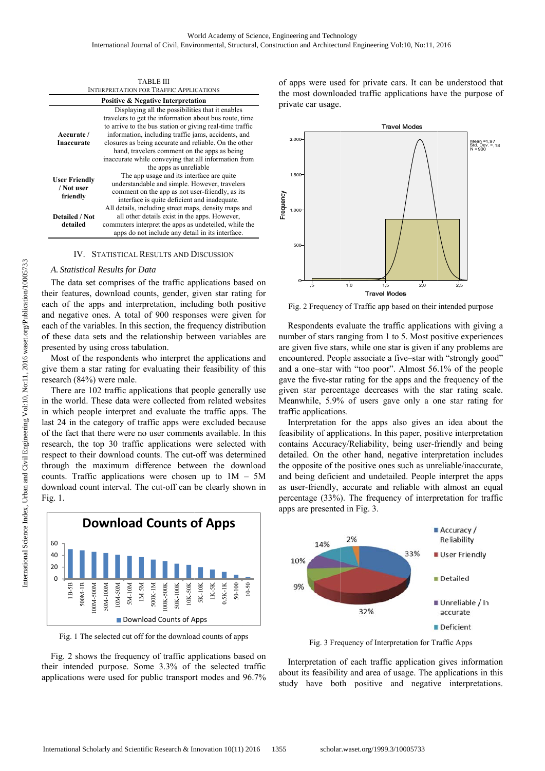TABLE III
INTERPRETATION FOR TRAFFIC APPLICATIONS

| Positive & Negative Interpretation | |
|---|---|
| **Accurate / Inaccurate** | Displaying all the possibilities that it enables travelers to get the information about bus route, time to arrive to the bus station or giving real-time traffic information, including traffic jams, accidents, and closures as being accurate and reliable. On the other hand, travelers comment on the apps as being inaccurate while conveying that all information from the apps as unreliable |
| **User Friendly / Not user friendly** | The app usage and its interface are quite understandable and simple. However, travelers comment on the app as not user-friendly, as its interface is quite deficient and inadequate. |
| **Detailed / Not detailed** | All details, including street maps, density maps and all other details exist in the apps. However, commuters interpret the apps as undeteiled, while the apps do not include any detail in its interface. |

## IV. Statistical Results and Discussion

### *A. Statistical Results for Data*

The data set comprises of the traffic applications based on their features, download counts, gender, given star rating for each of the apps and interpretation, including both positive and negative ones. A total of 900 responses were given for each of the variables. In this section, the frequency distribution of these data sets and the relationship between variables are presented by using cross tabulation.

Most of the respondents who interpret the applications and give them a star rating for evaluating their feasibility of this research (84%) were male.

There are 102 traffic applications that people generally use in the world. These data were collected from related websites in which people interpret and evaluate the traffic apps. The last 24 in the category of traffic apps were excluded because of the fact that there were no user comments available. In this research, the top 30 traffic applications were selected with respect to their download counts. The cut-off was determined through the maximum difference between the download counts. Traffic applications were chosen up to 1M – 5M download count interval. The cut-off can be clearly shown in Fig. 1.

Fig. 1 The selected cut off for the download counts of apps

Fig. 2 shows the frequency of traffic applications based on their intended purpose. Some 3.3% of the selected traffic applications were used for public transport modes and 96.7% of apps were used for private cars. It can be understood that the most downloaded traffic applications have the purpose of private car usage.

Fig. 2 Frequency of Traffic app based on their intended purpose

Respondents evaluate the traffic applications with giving a number of stars ranging from 1 to 5. Most positive experiences are given five stars, while one star is given if any problems are encountered. People associate a five–star with "strongly good" and a one–star with "too poor". Almost 56.1% of the people gave the five-star rating for the apps and the frequency of the given star percentage decreases with the star rating scale. Meanwhile, 5.9% of users gave only a one star rating for traffic applications.

Interpretation for the apps also gives an idea about the feasibility of applications. In this paper, positive interpretation contains Accuracy/Reliability, being user-friendly and being detailed. On the other hand, negative interpretation includes the opposite of the positive ones such as unreliable/inaccurate, and being deficient and undetailed. People interpret the apps as user-friendly, accurate and reliable with almost an equal percentage (33%). The frequency of interpretation for traffic apps are presented in Fig. 3.

Fig. 3 Frequency of Interpretation for Traffic Apps

Interpretation of each traffic application gives information about its feasibility and area of usage. The applications in this study have both positive and negative interpretations.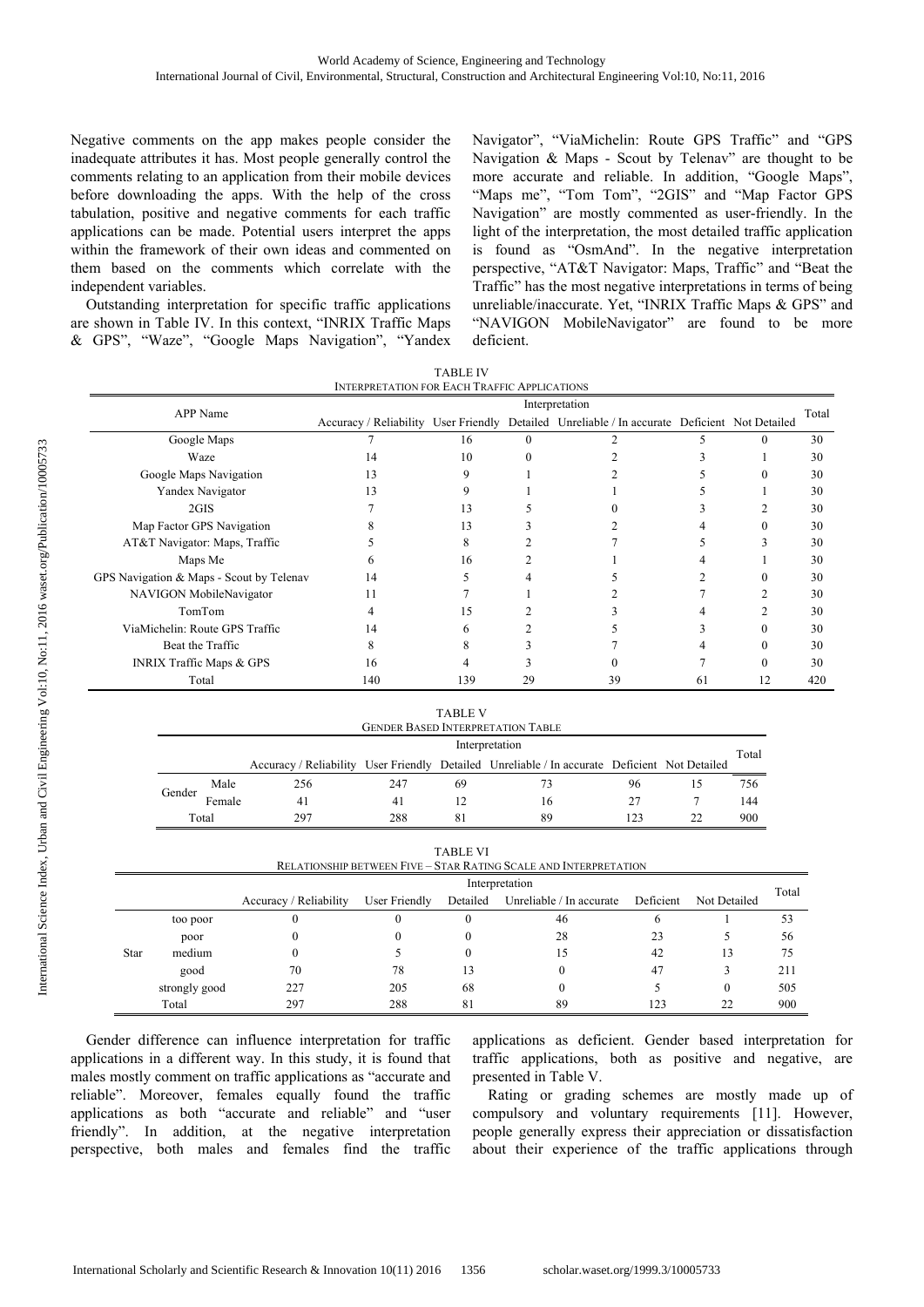Negative comments on the app makes people consider the inadequate attributes it has. Most people generally control the comments relating to an application from their mobile devices before downloading the apps. With the help of the cross tabulation, positive and negative comments for each traffic applications can be made. Potential users interpret the apps within the framework of their own ideas and commented on them based on the comments which correlate with the independent variables.

Outstanding interpretation for specific traffic applications are shown in Table IV. In this context, "INRIX Traffic Maps & GPS", "Waze", "Google Maps Navigation", "Yandex Navigator", "ViaMichelin: Route GPS Traffic" and "GPS Navigation & Maps - Scout by Telenav" are thought to be more accurate and reliable. In addition, "Google Maps", "Maps me", "Tom Tom", "2GIS" and "Map Factor GPS Navigation" are mostly commented as user-friendly. In the light of the interpretation, the most detailed traffic application is found as "OsmAnd". In the negative interpretation perspective, "AT&T Navigator: Maps, Traffic" and "Beat the Traffic" has the most negative interpretations in terms of being unreliable/inaccurate. Yet, "INRIX Traffic Maps & GPS" and "NAVIGON MobileNavigator" are found to be more deficient.

TABLE IV
INTERPRETATION FOR EACH TRAFFIC APPLICATIONS

| APP Name | Interpretation | | | | | | Total |
|---|---|---|---|---|---|---|---|
| | Accuracy / Reliability | User Friendly | Detailed | Unreliable / In accurate | Deficient | Not Detailed | |
| Google Maps | 7 | 16 | 0 | 2 | 5 | 0 | 30 |
| Waze | 14 | 10 | 0 | 2 | 3 | 1 | 30 |
| Google Maps Navigation | 13 | 9 | 1 | 2 | 5 | 0 | 30 |
| Yandex Navigator | 13 | 9 | 1 | 1 | 5 | 1 | 30 |
| 2GIS | 7 | 13 | 5 | 0 | 3 | 2 | 30 |
| Map Factor GPS Navigation | 8 | 13 | 3 | 2 | 4 | 0 | 30 |
| AT&T Navigator: Maps, Traffic | 5 | 8 | 2 | 7 | 5 | 3 | 30 |
| Maps Me | 6 | 16 | 2 | 1 | 4 | 1 | 30 |
| GPS Navigation & Maps - Scout by Telenav | 14 | 5 | 4 | 5 | 2 | 0 | 30 |
| NAVIGON MobileNavigator | 11 | 7 | 1 | 2 | 7 | 2 | 30 |
| TomTom | 4 | 15 | 2 | 3 | 4 | 2 | 30 |
| ViaMichelin: Route GPS Traffic | 14 | 6 | 2 | 5 | 3 | 0 | 30 |
| Beat the Traffic | 8 | 8 | 3 | 7 | 4 | 0 | 30 |
| INRIX Traffic Maps & GPS | 16 | 4 | 3 | 0 | 7 | 0 | 30 |
| Total | 140 | 139 | 29 | 39 | 61 | 12 | 420 |

TABLE V
GENDER BASED INTERPRETATION TABLE

| | | Interpretation | | | | | | Total |
|---|---|---|---|---|---|---|---|---|
| | | Accuracy / Reliability | User Friendly | Detailed | Unreliable / In accurate | Deficient | Not Detailed | |
| Gender | Male | 256 | 247 | 69 | 73 | 96 | 15 | 756 |
| | Female | 41 | 41 | 12 | 16 | 27 | 7 | 144 |
| Total | | 297 | 288 | 81 | 89 | 123 | 22 | 900 |

TABLE VI
RELATIONSHIP BETWEEN FIVE – STAR RATING SCALE AND INTERPRETATION

| | | Interpretation | | | | | | Total |
|---|---|---|---|---|---|---|---|---|
| | | Accuracy / Reliability | User Friendly | Detailed | Unreliable / In accurate | Deficient | Not Detailed | |
| Star | too poor | 0 | 0 | 0 | 46 | 6 | 1 | 53 |
| | poor | 0 | 0 | 0 | 28 | 23 | 5 | 56 |
| | medium | 0 | 5 | 0 | 15 | 42 | 13 | 75 |
| | good | 70 | 78 | 13 | 0 | 47 | 3 | 211 |
| | strongly good | 227 | 205 | 68 | 0 | 5 | 0 | 505 |
| Total | | 297 | 288 | 81 | 89 | 123 | 22 | 900 |

Gender difference can influence interpretation for traffic applications in a different way. In this study, it is found that males mostly comment on traffic applications as "accurate and reliable". Moreover, females equally found the traffic applications as both "accurate and reliable" and "user friendly". In addition, at the negative interpretation perspective, both males and females find the traffic applications as deficient. Gender based interpretation for traffic applications, both as positive and negative, are presented in Table V.

Rating or grading schemes are mostly made up of compulsory and voluntary requirements [11]. However, people generally express their appreciation or dissatisfaction about their experience of the traffic applications through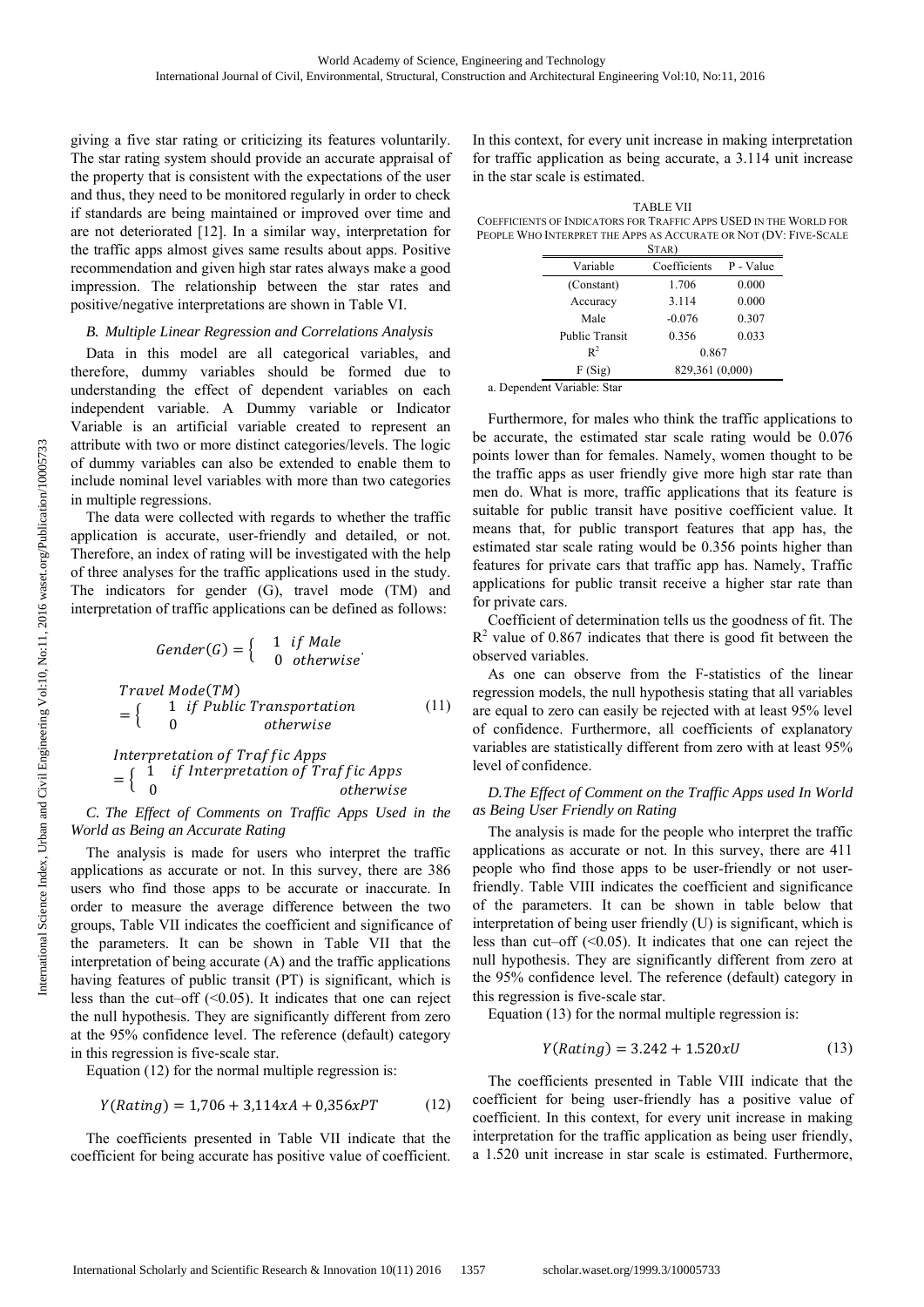giving a five star rating or criticizing its features voluntarily. The star rating system should provide an accurate appraisal of the property that is consistent with the expectations of the user and thus, they need to be monitored regularly in order to check if standards are being maintained or improved over time and are not deteriorated [12]. In a similar way, interpretation for the traffic apps almost gives same results about apps. Positive recommendation and given high star rates always make a good impression. The relationship between the star rates and positive/negative interpretations are shown in Table VI.

### *B. Multiple Linear Regression and Correlations Analysis*

Data in this model are all categorical variables, and therefore, dummy variables should be formed due to understanding the effect of dependent variables on each independent variable. A Dummy variable or Indicator Variable is an artificial variable created to represent an attribute with two or more distinct categories/levels. The logic of dummy variables can also be extended to enable them to include nominal level variables with more than two categories in multiple regressions.

The data were collected with regards to whether the traffic application is accurate, user-friendly and detailed, or not. Therefore, an index of rating will be investigated with the help of three analyses for the traffic applications used in the study. The indicators for gender (G), travel mode (TM) and interpretation of traffic applications can be defined as follows:

$$Gender(G) = \begin{cases} 1 & if\ Male \\ 0 & otherwise \end{cases}.$$

$$Travel\ Mode(TM) = \begin{cases} 1 & if\ Public\ Transportation \\ 0 & otherwise \end{cases} \tag{11}$$

$$Interpretation\ of\ Traffic\ Apps = \begin{cases} 1 & if\ Interpretation\ of\ Traffic\ Apps \\ 0 & otherwise \end{cases}$$

### *C. The Effect of Comments on Traffic Apps Used in the World as Being an Accurate Rating*

The analysis is made for users who interpret the traffic applications as accurate or not. In this survey, there are 386 users who find those apps to be accurate or inaccurate. In order to measure the average difference between the two groups, Table VII indicates the coefficient and significance of the parameters. It can be shown in Table VII that the interpretation of being accurate (A) and the traffic applications having features of public transit (PT) is significant, which is less than the cut–off (<0.05). It indicates that one can reject the null hypothesis. They are significantly different from zero at the 95% confidence level. The reference (default) category in this regression is five-scale star.

Equation (12) for the normal multiple regression is:

$$Y(Rating) = 1{,}706 + 3{,}114xA + 0{,}356xPT \tag{12}$$

The coefficients presented in Table VII indicate that the coefficient for being accurate has positive value of coefficient. In this context, for every unit increase in making interpretation for traffic application as being accurate, a 3.114 unit increase in the star scale is estimated.

TABLE VII
COEFFICIENTS OF INDICATORS FOR TRAFFIC APPS USED IN THE WORLD FOR PEOPLE WHO INTERPRET THE APPS AS ACCURATE OR NOT (DV: FIVE-SCALE STAR)

| Variable | Coefficients | P - Value |
|---|---|---|
| (Constant) | 1.706 | 0.000 |
| Accuracy | 3.114 | 0.000 |
| Male | -0.076 | 0.307 |
| Public Transit | 0.356 | 0.033 |
| $R^2$ | 0.867 | |
| F (Sig) | 829,361 (0,000) | |

a. Dependent Variable: Star

Furthermore, for males who think the traffic applications to be accurate, the estimated star scale rating would be 0.076 points lower than for females. Namely, women thought to be the traffic apps as user friendly give more high star rate than men do. What is more, traffic applications that its feature is suitable for public transit have positive coefficient value. It means that, for public transport features that app has, the estimated star scale rating would be 0.356 points higher than features for private cars that traffic app has. Namely, Traffic applications for public transit receive a higher star rate than for private cars.

Coefficient of determination tells us the goodness of fit. The $R^2$ value of 0.867 indicates that there is good fit between the observed variables.

As one can observe from the F-statistics of the linear regression models, the null hypothesis stating that all variables are equal to zero can easily be rejected with at least 95% level of confidence. Furthermore, all coefficients of explanatory variables are statistically different from zero with at least 95% level of confidence.

### *D. The Effect of Comment on the Traffic Apps used In World as Being User Friendly on Rating*

The analysis is made for the people who interpret the traffic applications as accurate or not. In this survey, there are 411 people who find those apps to be user-friendly or not user-friendly. Table VIII indicates the coefficient and significance of the parameters. It can be shown in table below that interpretation of being user friendly (U) is significant, which is less than cut–off (<0.05). It indicates that one can reject the null hypothesis. They are significantly different from zero at the 95% confidence level. The reference (default) category in this regression is five-scale star.

Equation (13) for the normal multiple regression is:

$$Y(Rating) = 3.242 + 1.520xU \tag{13}$$

The coefficients presented in Table VIII indicate that the coefficient for being user-friendly has a positive value of coefficient. In this context, for every unit increase in making interpretation for the traffic application as being user friendly, a 1.520 unit increase in star scale is estimated. Furthermore,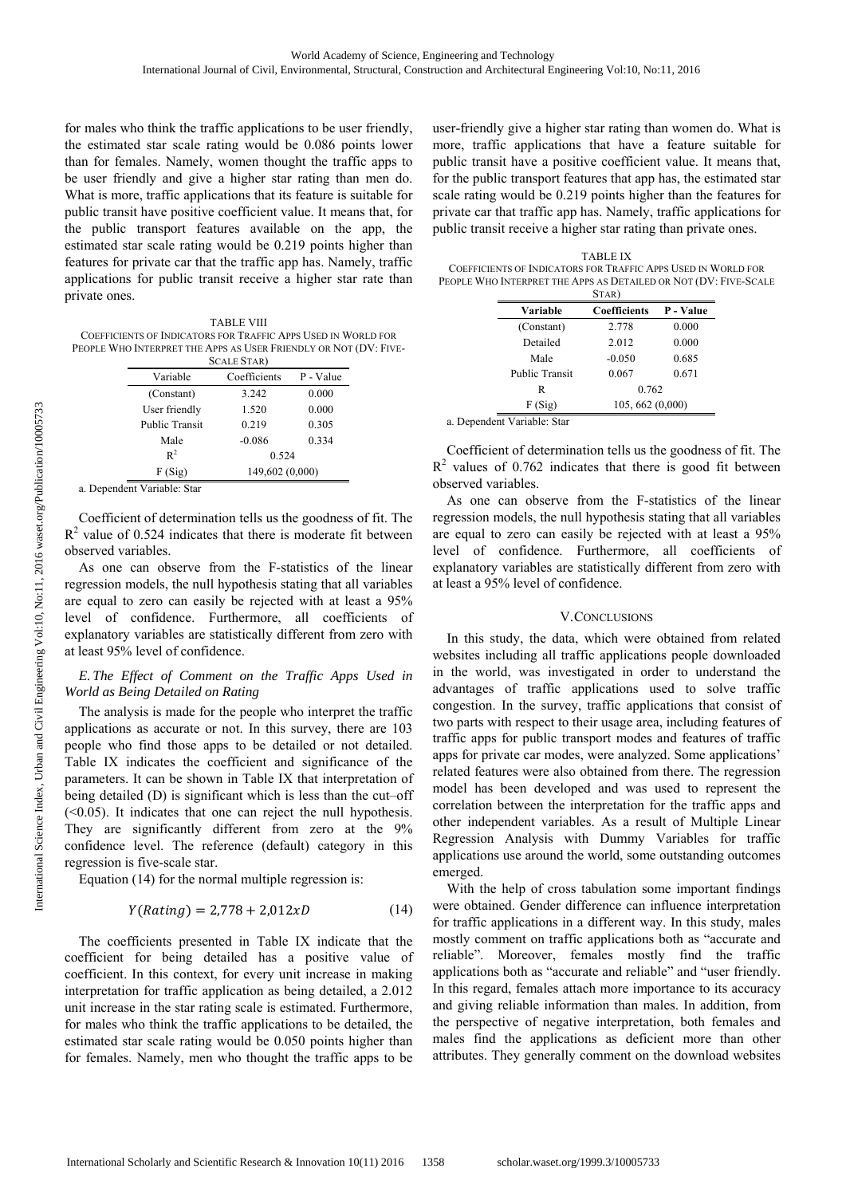for males who think the traffic applications to be user friendly, the estimated star scale rating would be 0.086 points lower than for females. Namely, women thought the traffic apps to be user friendly and give a higher star rating than men do. What is more, traffic applications that its feature is suitable for public transit have positive coefficient value. It means that, for the public transport features available on the app, the estimated star scale rating would be 0.219 points higher than features for private car that the traffic app has. Namely, traffic applications for public transit receive a higher star rate than private ones.

TABLE VIII
COEFFICIENTS OF INDICATORS FOR TRAFFIC APPS USED IN WORLD FOR PEOPLE WHO INTERPRET THE APPS AS USER FRIENDLY OR NOT (DV: FIVE-SCALE STAR)

| Variable | Coefficients | P - Value |
|---|---|---|
| (Constant) | 3.242 | 0.000 |
| User friendly | 1.520 | 0.000 |
| Public Transit | 0.219 | 0.305 |
| Male | -0.086 | 0.334 |
| $R^2$ | 0.524 | |
| F (Sig) | 149,602 (0,000) | |

a. Dependent Variable: Star

Coefficient of determination tells us the goodness of fit. The $R^2$ value of 0.524 indicates that there is moderate fit between observed variables.

As one can observe from the F-statistics of the linear regression models, the null hypothesis stating that all variables are equal to zero can easily be rejected with at least a 95% level of confidence. Furthermore, all coefficients of explanatory variables are statistically different from zero with at least 95% level of confidence.

### *E. The Effect of Comment on the Traffic Apps Used in World as Being Detailed on Rating*

The analysis is made for the people who interpret the traffic applications as accurate or not. In this survey, there are 103 people who find those apps to be detailed or not detailed. Table IX indicates the coefficient and significance of the parameters. It can be shown in Table IX that interpretation of being detailed (D) is significant which is less than the cut–off (<0.05). It indicates that one can reject the null hypothesis. They are significantly different from zero at the 9% confidence level. The reference (default) category in this regression is five-scale star.

Equation (14) for the normal multiple regression is:

$$Y(Rating) = 2{,}778 + 2{,}012xD \tag{14}$$

The coefficients presented in Table IX indicate that the coefficient for being detailed has a positive value of coefficient. In this context, for every unit increase in making interpretation for traffic application as being detailed, a 2.012 unit increase in the star rating scale is estimated. Furthermore, for males who think the traffic applications to be detailed, the estimated star scale rating would be 0.050 points higher than for females. Namely, men who thought the traffic apps to be user-friendly give a higher star rating than women do. What is more, traffic applications that have a feature suitable for public transit have a positive coefficient value. It means that, for the public transport features that app has, the estimated star scale rating would be 0.219 points higher than the features for private car that traffic app has. Namely, traffic applications for public transit receive a higher star rating than private ones.

TABLE IX
COEFFICIENTS OF INDICATORS FOR TRAFFIC APPS USED IN WORLD FOR PEOPLE WHO INTERPRET THE APPS AS DETAILED OR NOT (DV: FIVE-SCALE STAR)

| Variable | Coefficients | P - Value |
|---|---|---|
| (Constant) | 2.778 | 0.000 |
| Detailed | 2.012 | 0.000 |
| Male | -0.050 | 0.685 |
| Public Transit | 0.067 | 0.671 |
| R | 0.762 | |
| F (Sig) | 105, 662 (0,000) | |

a. Dependent Variable: Star

Coefficient of determination tells us the goodness of fit. The $R^2$ values of 0.762 indicates that there is good fit between observed variables.

As one can observe from the F-statistics of the linear regression models, the null hypothesis stating that all variables are equal to zero can easily be rejected with at least a 95% level of confidence. Furthermore, all coefficients of explanatory variables are statistically different from zero with at least a 95% level of confidence.

## V. CONCLUSIONS

In this study, the data, which were obtained from related websites including all traffic applications people downloaded in the world, was investigated in order to understand the advantages of traffic applications used to solve traffic congestion. In the survey, traffic applications that consist of two parts with respect to their usage area, including features of traffic apps for public transport modes and features of traffic apps for private car modes, were analyzed. Some applications' related features were also obtained from there. The regression model has been developed and was used to represent the correlation between the interpretation for the traffic apps and other independent variables. As a result of Multiple Linear Regression Analysis with Dummy Variables for traffic applications use around the world, some outstanding outcomes emerged.

With the help of cross tabulation some important findings were obtained. Gender difference can influence interpretation for traffic applications in a different way. In this study, males mostly comment on traffic applications both as "accurate and reliable". Moreover, females mostly find the traffic applications both as "accurate and reliable" and "user friendly. In this regard, females attach more importance to its accuracy and giving reliable information than males. In addition, from the perspective of negative interpretation, both females and males find the applications as deficient more than other attributes. They generally comment on the download websites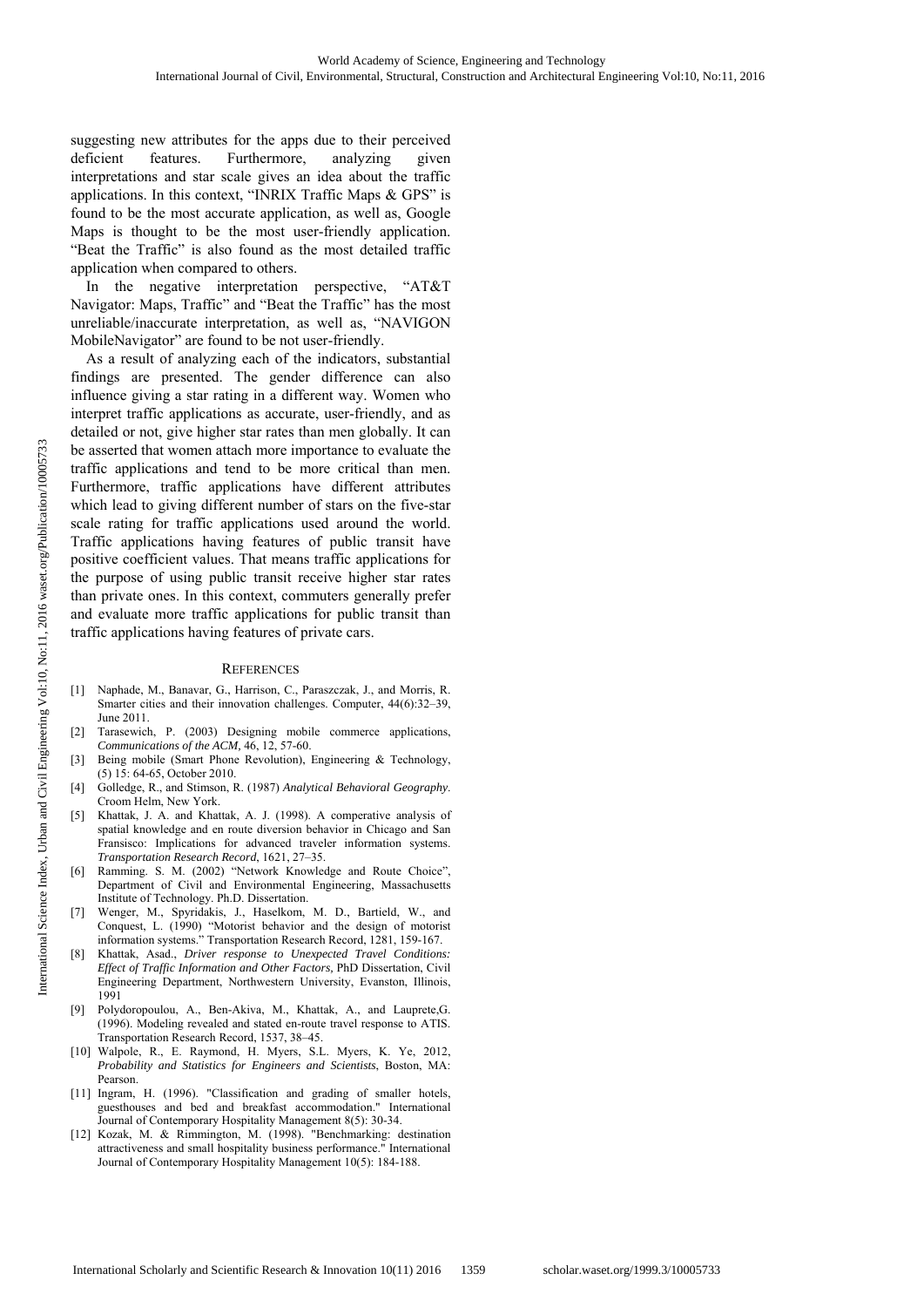suggesting new attributes for the apps due to their perceived deficient features. Furthermore, analyzing given interpretations and star scale gives an idea about the traffic applications. In this context, "INRIX Traffic Maps & GPS" is found to be the most accurate application, as well as, Google Maps is thought to be the most user-friendly application. "Beat the Traffic" is also found as the most detailed traffic application when compared to others.

In the negative interpretation perspective, "AT&T Navigator: Maps, Traffic" and "Beat the Traffic" has the most unreliable/inaccurate interpretation, as well as, "NAVIGON MobileNavigator" are found to be not user-friendly.

As a result of analyzing each of the indicators, substantial findings are presented. The gender difference can also influence giving a star rating in a different way. Women who interpret traffic applications as accurate, user-friendly, and as detailed or not, give higher star rates than men globally. It can be asserted that women attach more importance to evaluate the traffic applications and tend to be more critical than men. Furthermore, traffic applications have different attributes which lead to giving different number of stars on the five-star scale rating for traffic applications used around the world. Traffic applications having features of public transit have positive coefficient values. That means traffic applications for the purpose of using public transit receive higher star rates than private ones. In this context, commuters generally prefer and evaluate more traffic applications for public transit than traffic applications having features of private cars.

## References

[1] Naphade, M., Banavar, G., Harrison, C., Paraszczak, J., and Morris, R. Smarter cities and their innovation challenges. Computer, 44(6):32–39, June 2011.

[2] Tarasewich, P. (2003) Designing mobile commerce applications, *Communications of the ACM*, 46, 12, 57-60.

[3] Being mobile (Smart Phone Revolution), Engineering & Technology, (5) 15: 64-65, October 2010.

[4] Golledge, R., and Stimson, R. (1987) *Analytical Behavioral Geography*. Croom Helm, New York.

[5] Khattak, J. A. and Khattak, A. J. (1998). A comperative analysis of spatial knowledge and en route diversion behavior in Chicago and San Fransisco: Implications for advanced traveler information systems. *Transportation Research Record*, 1621, 27–35.

[6] Ramming. S. M. (2002) "Network Knowledge and Route Choice", Department of Civil and Environmental Engineering, Massachusetts Institute of Technology. Ph.D. Dissertation.

[7] Wenger, M., Spyridakis, J., Haselkom, M. D., Bartield, W., and Conquest, L. (1990) "Motorist behavior and the design of motorist information systems." Transportation Research Record, 1281, 159-167.

[8] Khattak, Asad., *Driver response to Unexpected Travel Conditions: Effect of Traffic Information and Other Factors*, PhD Dissertation, Civil Engineering Department, Northwestern University, Evanston, Illinois, 1991

[9] Polydoropoulou, A., Ben-Akiva, M., Khattak, A., and Lauprete,G. (1996). Modeling revealed and stated en-route travel response to ATIS. Transportation Research Record, 1537, 38–45.

[10] Walpole, R., E. Raymond, H. Myers, S.L. Myers, K. Ye, 2012, *Probability and Statistics for Engineers and Scientists*, Boston, MA: Pearson.

[11] Ingram, H. (1996). "Classification and grading of smaller hotels, guesthouses and bed and breakfast accommodation." International Journal of Contemporary Hospitality Management 8(5): 30-34.

[12] Kozak, M. & Rimmington, M. (1998). "Benchmarking: destination attractiveness and small hospitality business performance." International Journal of Contemporary Hospitality Management 10(5): 184-188.